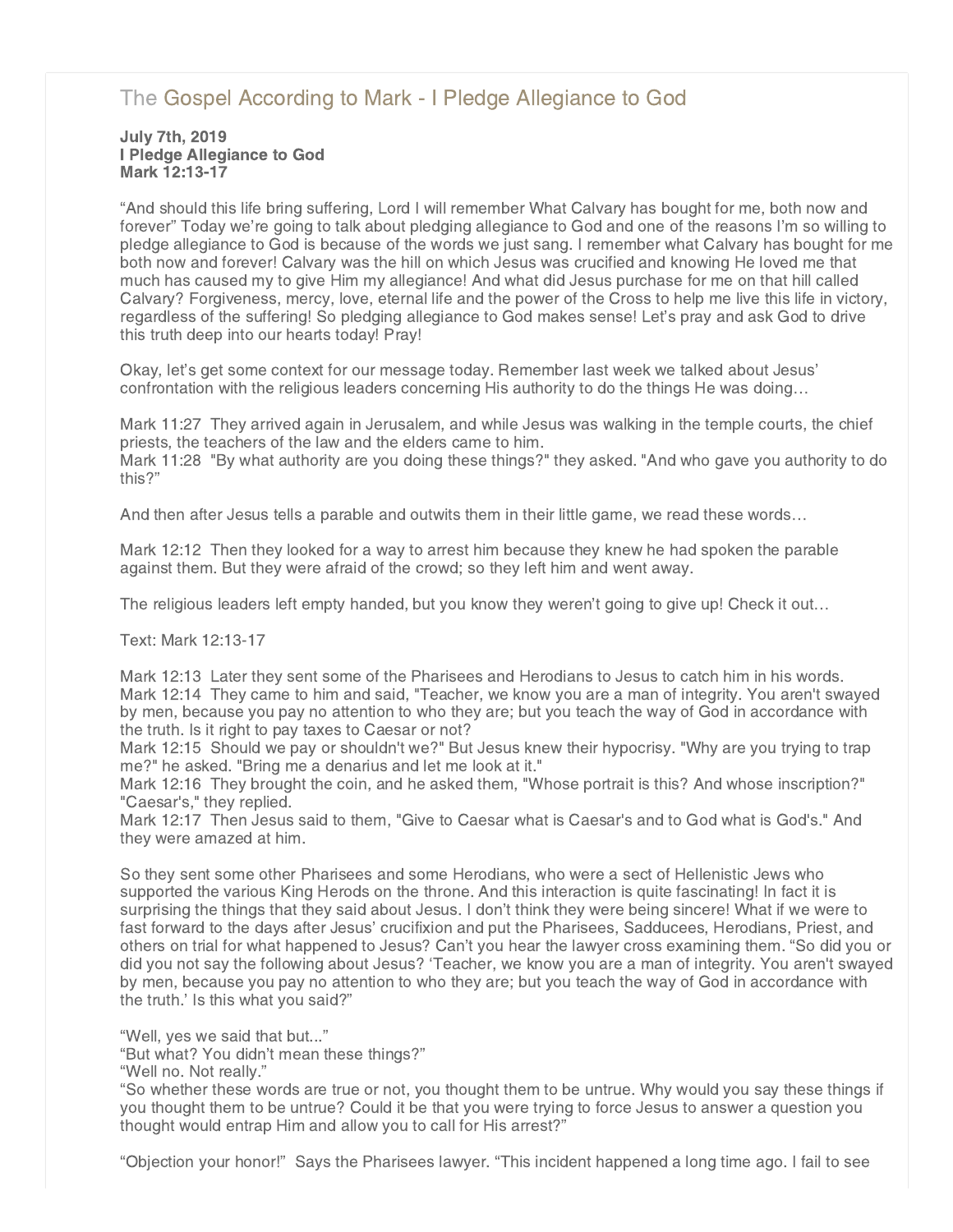# The Gospel According to Mark - I Pledge Allegiance to God

**July 7th, 2019**
**I Pledge Allegiance to God**
**Mark 12:13-17**

"And should this life bring suffering, Lord I will remember What Calvary has bought for me, both now and forever" Today we're going to talk about pledging allegiance to God and one of the reasons I'm so willing to pledge allegiance to God is because of the words we just sang. I remember what Calvary has bought for me both now and forever! Calvary was the hill on which Jesus was crucified and knowing He loved me that much has caused my to give Him my allegiance! And what did Jesus purchase for me on that hill called Calvary? Forgiveness, mercy, love, eternal life and the power of the Cross to help me live this life in victory, regardless of the suffering! So pledging allegiance to God makes sense! Let's pray and ask God to drive this truth deep into our hearts today! Pray!

Okay, let's get some context for our message today. Remember last week we talked about Jesus' confrontation with the religious leaders concerning His authority to do the things He was doing…

Mark 11:27 They arrived again in Jerusalem, and while Jesus was walking in the temple courts, the chief priests, the teachers of the law and the elders came to him.
Mark 11:28 "By what authority are you doing these things?" they asked. "And who gave you authority to do this?"

And then after Jesus tells a parable and outwits them in their little game, we read these words…

Mark 12:12 Then they looked for a way to arrest him because they knew he had spoken the parable against them. But they were afraid of the crowd; so they left him and went away.

The religious leaders left empty handed, but you know they weren't going to give up! Check it out…

Text: Mark 12:13-17

Mark 12:13 Later they sent some of the Pharisees and Herodians to Jesus to catch him in his words.
Mark 12:14 They came to him and said, "Teacher, we know you are a man of integrity. You aren't swayed by men, because you pay no attention to who they are; but you teach the way of God in accordance with the truth. Is it right to pay taxes to Caesar or not?
Mark 12:15 Should we pay or shouldn't we?" But Jesus knew their hypocrisy. "Why are you trying to trap me?" he asked. "Bring me a denarius and let me look at it."
Mark 12:16 They brought the coin, and he asked them, "Whose portrait is this? And whose inscription?" "Caesar's," they replied.
Mark 12:17 Then Jesus said to them, "Give to Caesar what is Caesar's and to God what is God's." And they were amazed at him.

So they sent some other Pharisees and some Herodians, who were a sect of Hellenistic Jews who supported the various King Herods on the throne. And this interaction is quite fascinating! In fact it is surprising the things that they said about Jesus. I don't think they were being sincere! What if we were to fast forward to the days after Jesus' crucifixion and put the Pharisees, Sadducees, Herodians, Priest, and others on trial for what happened to Jesus? Can't you hear the lawyer cross examining them. "So did you or did you not say the following about Jesus? 'Teacher, we know you are a man of integrity. You aren't swayed by men, because you pay no attention to who they are; but you teach the way of God in accordance with the truth.' Is this what you said?"

"Well, yes we said that but..."
"But what? You didn't mean these things?"
"Well no. Not really."
"So whether these words are true or not, you thought them to be untrue. Why would you say these things if you thought them to be untrue? Could it be that you were trying to force Jesus to answer a question you thought would entrap Him and allow you to call for His arrest?"

"Objection your honor!" Says the Pharisees lawyer. "This incident happened a long time ago. I fail to see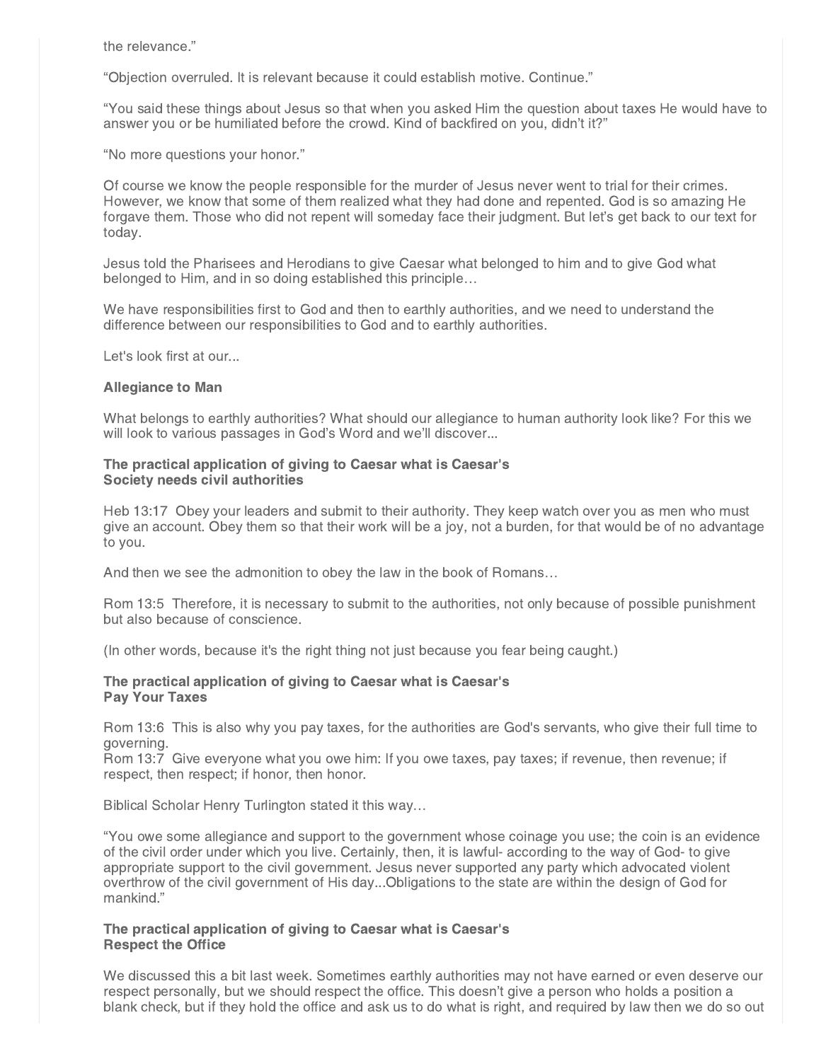the relevance."

"Objection overruled. It is relevant because it could establish motive. Continue."

"You said these things about Jesus so that when you asked Him the question about taxes He would have to answer you or be humiliated before the crowd. Kind of backfired on you, didn't it?"

"No more questions your honor."

Of course we know the people responsible for the murder of Jesus never went to trial for their crimes. However, we know that some of them realized what they had done and repented. God is so amazing He forgave them. Those who did not repent will someday face their judgment. But let's get back to our text for today.

Jesus told the Pharisees and Herodians to give Caesar what belonged to him and to give God what belonged to Him, and in so doing established this principle…

We have responsibilities first to God and then to earthly authorities, and we need to understand the difference between our responsibilities to God and to earthly authorities.

Let's look first at our...

**Allegiance to Man**

What belongs to earthly authorities? What should our allegiance to human authority look like? For this we will look to various passages in God's Word and we'll discover...

**The practical application of giving to Caesar what is Caesar's**
**Society needs civil authorities**

Heb 13:17 Obey your leaders and submit to their authority. They keep watch over you as men who must give an account. Obey them so that their work will be a joy, not a burden, for that would be of no advantage to you.

And then we see the admonition to obey the law in the book of Romans…

Rom 13:5 Therefore, it is necessary to submit to the authorities, not only because of possible punishment but also because of conscience.

(In other words, because it's the right thing not just because you fear being caught.)

**The practical application of giving to Caesar what is Caesar's**
**Pay Your Taxes**

Rom 13:6 This is also why you pay taxes, for the authorities are God's servants, who give their full time to governing.
Rom 13:7 Give everyone what you owe him: If you owe taxes, pay taxes; if revenue, then revenue; if respect, then respect; if honor, then honor.

Biblical Scholar Henry Turlington stated it this way…

"You owe some allegiance and support to the government whose coinage you use; the coin is an evidence of the civil order under which you live. Certainly, then, it is lawful- according to the way of God- to give appropriate support to the civil government. Jesus never supported any party which advocated violent overthrow of the civil government of His day...Obligations to the state are within the design of God for mankind."

**The practical application of giving to Caesar what is Caesar's**
**Respect the Office**

We discussed this a bit last week. Sometimes earthly authorities may not have earned or even deserve our respect personally, but we should respect the office. This doesn't give a person who holds a position a blank check, but if they hold the office and ask us to do what is right, and required by law then we do so out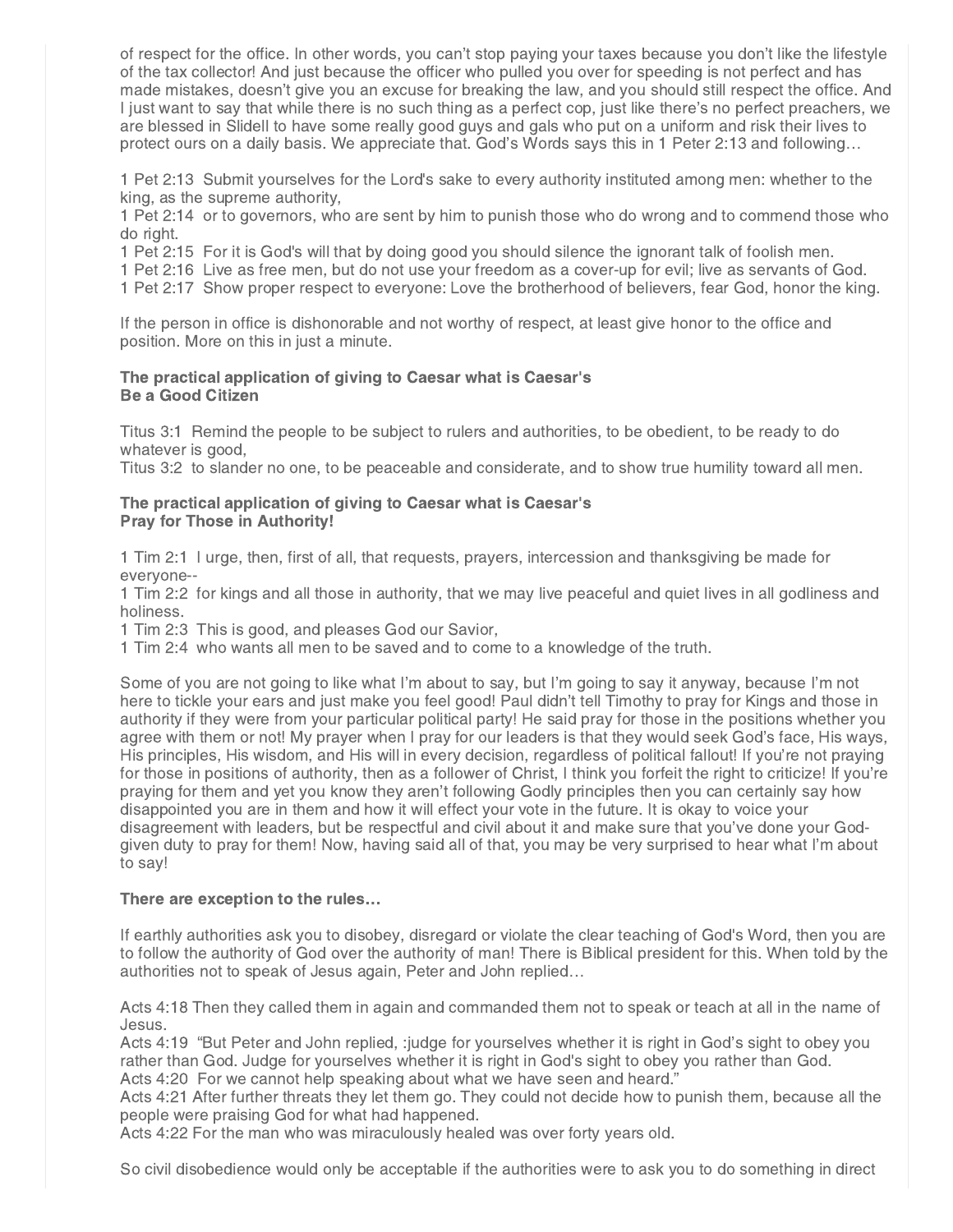of respect for the office. In other words, you can't stop paying your taxes because you don't like the lifestyle of the tax collector! And just because the officer who pulled you over for speeding is not perfect and has made mistakes, doesn't give you an excuse for breaking the law, and you should still respect the office. And I just want to say that while there is no such thing as a perfect cop, just like there's no perfect preachers, we are blessed in Slidell to have some really good guys and gals who put on a uniform and risk their lives to protect ours on a daily basis. We appreciate that. God's Words says this in 1 Peter 2:13 and following…

1 Pet 2:13 Submit yourselves for the Lord's sake to every authority instituted among men: whether to the king, as the supreme authority,
1 Pet 2:14 or to governors, who are sent by him to punish those who do wrong and to commend those who do right.
1 Pet 2:15 For it is God's will that by doing good you should silence the ignorant talk of foolish men.
1 Pet 2:16 Live as free men, but do not use your freedom as a cover-up for evil; live as servants of God.
1 Pet 2:17 Show proper respect to everyone: Love the brotherhood of believers, fear God, honor the king.

If the person in office is dishonorable and not worthy of respect, at least give honor to the office and position. More on this in just a minute.

**The practical application of giving to Caesar what is Caesar's**
**Be a Good Citizen**

Titus 3:1 Remind the people to be subject to rulers and authorities, to be obedient, to be ready to do whatever is good,
Titus 3:2 to slander no one, to be peaceable and considerate, and to show true humility toward all men.

**The practical application of giving to Caesar what is Caesar's**
**Pray for Those in Authority!**

1 Tim 2:1 I urge, then, first of all, that requests, prayers, intercession and thanksgiving be made for everyone--
1 Tim 2:2 for kings and all those in authority, that we may live peaceful and quiet lives in all godliness and holiness.
1 Tim 2:3 This is good, and pleases God our Savior,
1 Tim 2:4 who wants all men to be saved and to come to a knowledge of the truth.

Some of you are not going to like what I'm about to say, but I'm going to say it anyway, because I'm not here to tickle your ears and just make you feel good! Paul didn't tell Timothy to pray for Kings and those in authority if they were from your particular political party! He said pray for those in the positions whether you agree with them or not! My prayer when I pray for our leaders is that they would seek God's face, His ways, His principles, His wisdom, and His will in every decision, regardless of political fallout! If you're not praying for those in positions of authority, then as a follower of Christ, I think you forfeit the right to criticize! If you're praying for them and yet you know they aren't following Godly principles then you can certainly say how disappointed you are in them and how it will effect your vote in the future. It is okay to voice your disagreement with leaders, but be respectful and civil about it and make sure that you've done your God-given duty to pray for them! Now, having said all of that, you may be very surprised to hear what I'm about to say!

**There are exception to the rules…**

If earthly authorities ask you to disobey, disregard or violate the clear teaching of God's Word, then you are to follow the authority of God over the authority of man! There is Biblical president for this. When told by the authorities not to speak of Jesus again, Peter and John replied…

Acts 4:18 Then they called them in again and commanded them not to speak or teach at all in the name of Jesus.
Acts 4:19 "But Peter and John replied, :judge for yourselves whether it is right in God's sight to obey you rather than God. Judge for yourselves whether it is right in God's sight to obey you rather than God.
Acts 4:20 For we cannot help speaking about what we have seen and heard."
Acts 4:21 After further threats they let them go. They could not decide how to punish them, because all the people were praising God for what had happened.
Acts 4:22 For the man who was miraculously healed was over forty years old.

So civil disobedience would only be acceptable if the authorities were to ask you to do something in direct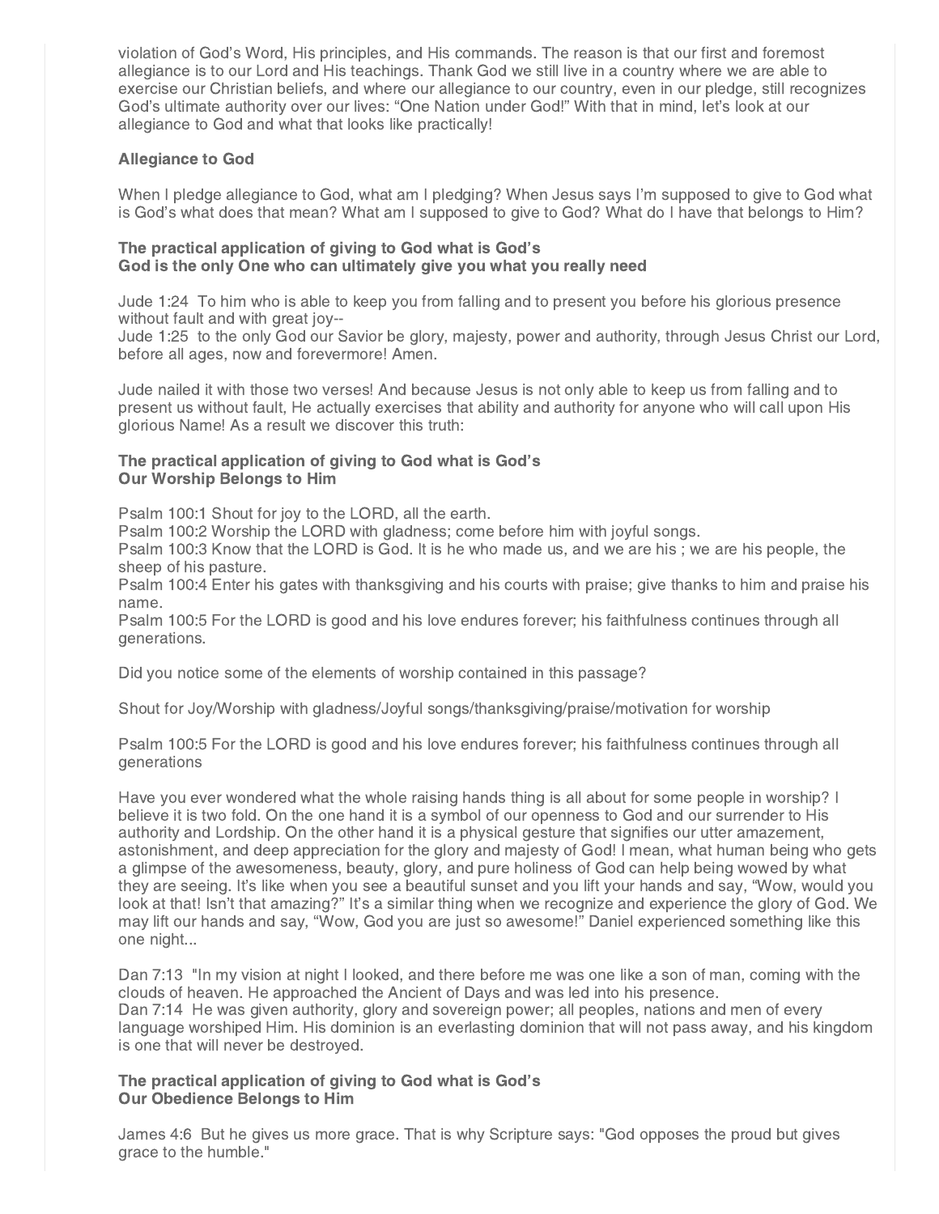violation of God's Word, His principles, and His commands. The reason is that our first and foremost allegiance is to our Lord and His teachings. Thank God we still live in a country where we are able to exercise our Christian beliefs, and where our allegiance to our country, even in our pledge, still recognizes God's ultimate authority over our lives: "One Nation under God!" With that in mind, let's look at our allegiance to God and what that looks like practically!

### Allegiance to God

When I pledge allegiance to God, what am I pledging? When Jesus says I'm supposed to give to God what is God's what does that mean? What am I supposed to give to God? What do I have that belongs to Him?

**The practical application of giving to God what is God's**
**God is the only One who can ultimately give you what you really need**

Jude 1:24 To him who is able to keep you from falling and to present you before his glorious presence without fault and with great joy--
Jude 1:25 to the only God our Savior be glory, majesty, power and authority, through Jesus Christ our Lord, before all ages, now and forevermore! Amen.

Jude nailed it with those two verses! And because Jesus is not only able to keep us from falling and to present us without fault, He actually exercises that ability and authority for anyone who will call upon His glorious Name! As a result we discover this truth:

**The practical application of giving to God what is God's**
**Our Worship Belongs to Him**

Psalm 100:1 Shout for joy to the LORD, all the earth.
Psalm 100:2 Worship the LORD with gladness; come before him with joyful songs.
Psalm 100:3 Know that the LORD is God. It is he who made us, and we are his ; we are his people, the sheep of his pasture.
Psalm 100:4 Enter his gates with thanksgiving and his courts with praise; give thanks to him and praise his name.
Psalm 100:5 For the LORD is good and his love endures forever; his faithfulness continues through all generations.

Did you notice some of the elements of worship contained in this passage?

Shout for Joy/Worship with gladness/Joyful songs/thanksgiving/praise/motivation for worship

Psalm 100:5 For the LORD is good and his love endures forever; his faithfulness continues through all generations

Have you ever wondered what the whole raising hands thing is all about for some people in worship? I believe it is two fold. On the one hand it is a symbol of our openness to God and our surrender to His authority and Lordship. On the other hand it is a physical gesture that signifies our utter amazement, astonishment, and deep appreciation for the glory and majesty of God! I mean, what human being who gets a glimpse of the awesomeness, beauty, glory, and pure holiness of God can help being wowed by what they are seeing. It's like when you see a beautiful sunset and you lift your hands and say, "Wow, would you look at that! Isn't that amazing?" It's a similar thing when we recognize and experience the glory of God. We may lift our hands and say, "Wow, God you are just so awesome!" Daniel experienced something like this one night...

Dan 7:13 "In my vision at night I looked, and there before me was one like a son of man, coming with the clouds of heaven. He approached the Ancient of Days and was led into his presence.
Dan 7:14 He was given authority, glory and sovereign power; all peoples, nations and men of every language worshiped Him. His dominion is an everlasting dominion that will not pass away, and his kingdom is one that will never be destroyed.

**The practical application of giving to God what is God's**
**Our Obedience Belongs to Him**

James 4:6 But he gives us more grace. That is why Scripture says: "God opposes the proud but gives grace to the humble."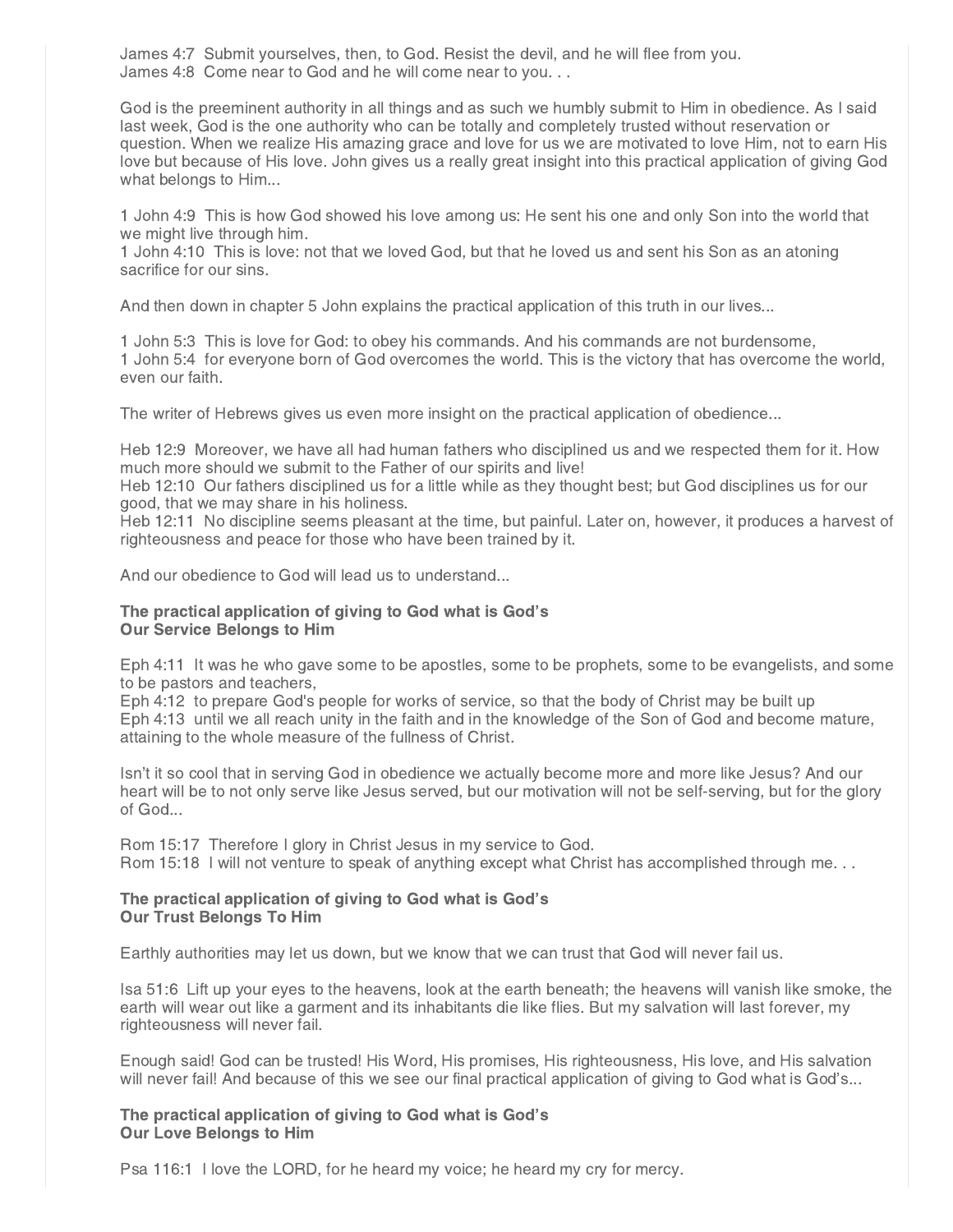James 4:7  Submit yourselves, then, to God. Resist the devil, and he will flee from you.
James 4:8  Come near to God and he will come near to you. . .

God is the preeminent authority in all things and as such we humbly submit to Him in obedience. As I said last week, God is the one authority who can be totally and completely trusted without reservation or question. When we realize His amazing grace and love for us we are motivated to love Him, not to earn His love but because of His love. John gives us a really great insight into this practical application of giving God what belongs to Him...

1 John 4:9  This is how God showed his love among us: He sent his one and only Son into the world that we might live through him.
1 John 4:10  This is love: not that we loved God, but that he loved us and sent his Son as an atoning sacrifice for our sins.

And then down in chapter 5 John explains the practical application of this truth in our lives...

1 John 5:3  This is love for God: to obey his commands. And his commands are not burdensome,
1 John 5:4  for everyone born of God overcomes the world. This is the victory that has overcome the world, even our faith.

The writer of Hebrews gives us even more insight on the practical application of obedience...

Heb 12:9  Moreover, we have all had human fathers who disciplined us and we respected them for it. How much more should we submit to the Father of our spirits and live!
Heb 12:10  Our fathers disciplined us for a little while as they thought best; but God disciplines us for our good, that we may share in his holiness.
Heb 12:11  No discipline seems pleasant at the time, but painful. Later on, however, it produces a harvest of righteousness and peace for those who have been trained by it.

And our obedience to God will lead us to understand...

**The practical application of giving to God what is God's**
**Our Service Belongs to Him**

Eph 4:11  It was he who gave some to be apostles, some to be prophets, some to be evangelists, and some to be pastors and teachers,
Eph 4:12  to prepare God's people for works of service, so that the body of Christ may be built up
Eph 4:13  until we all reach unity in the faith and in the knowledge of the Son of God and become mature, attaining to the whole measure of the fullness of Christ.

Isn't it so cool that in serving God in obedience we actually become more and more like Jesus? And our heart will be to not only serve like Jesus served, but our motivation will not be self-serving, but for the glory of God...

Rom 15:17  Therefore I glory in Christ Jesus in my service to God.
Rom 15:18  I will not venture to speak of anything except what Christ has accomplished through me. . .

**The practical application of giving to God what is God's**
**Our Trust Belongs To Him**

Earthly authorities may let us down, but we know that we can trust that God will never fail us.

Isa 51:6  Lift up your eyes to the heavens, look at the earth beneath; the heavens will vanish like smoke, the earth will wear out like a garment and its inhabitants die like flies. But my salvation will last forever, my righteousness will never fail.

Enough said! God can be trusted! His Word, His promises, His righteousness, His love, and His salvation will never fail! And because of this we see our final practical application of giving to God what is God's...

**The practical application of giving to God what is God's**
**Our Love Belongs to Him**

Psa 116:1  I love the LORD, for he heard my voice; he heard my cry for mercy.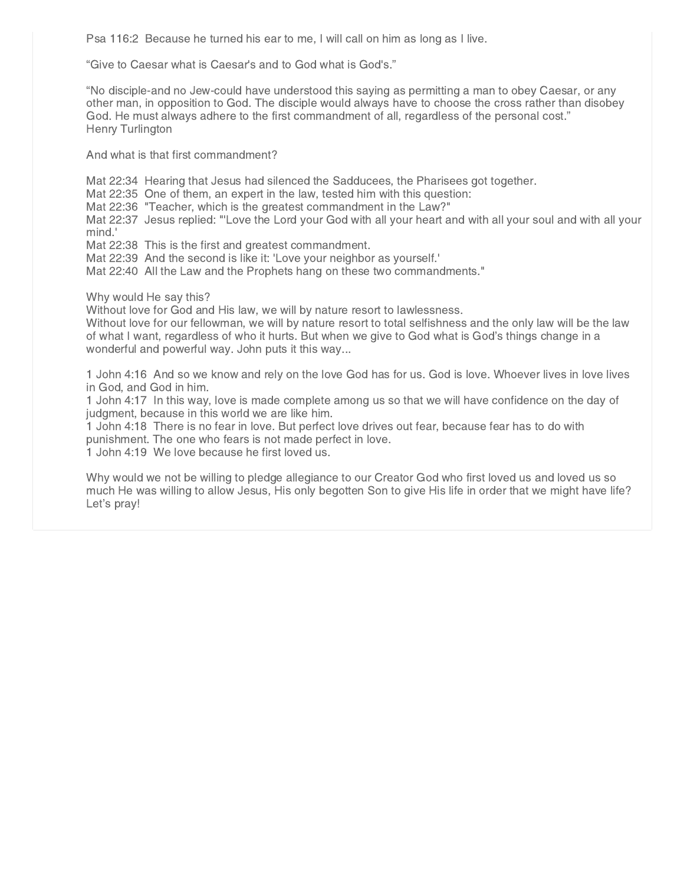Psa 116:2  Because he turned his ear to me, I will call on him as long as I live.

“Give to Caesar what is Caesar's and to God what is God's.”

“No disciple-and no Jew-could have understood this saying as permitting a man to obey Caesar, or any other man, in opposition to God. The disciple would always have to choose the cross rather than disobey God. He must always adhere to the first commandment of all, regardless of the personal cost.”
Henry Turlington

And what is that first commandment?

Mat 22:34  Hearing that Jesus had silenced the Sadducees, the Pharisees got together.
Mat 22:35  One of them, an expert in the law, tested him with this question:
Mat 22:36  "Teacher, which is the greatest commandment in the Law?"
Mat 22:37  Jesus replied: "'Love the Lord your God with all your heart and with all your soul and with all your mind.'
Mat 22:38  This is the first and greatest commandment.
Mat 22:39  And the second is like it: 'Love your neighbor as yourself.'
Mat 22:40  All the Law and the Prophets hang on these two commandments."

Why would He say this?
Without love for God and His law, we will by nature resort to lawlessness.
Without love for our fellowman, we will by nature resort to total selfishness and the only law will be the law of what I want, regardless of who it hurts. But when we give to God what is God’s things change in a wonderful and powerful way. John puts it this way...

1 John 4:16  And so we know and rely on the love God has for us. God is love. Whoever lives in love lives in God, and God in him.
1 John 4:17  In this way, love is made complete among us so that we will have confidence on the day of judgment, because in this world we are like him.
1 John 4:18  There is no fear in love. But perfect love drives out fear, because fear has to do with punishment. The one who fears is not made perfect in love.
1 John 4:19  We love because he first loved us.

Why would we not be willing to pledge allegiance to our Creator God who first loved us and loved us so much He was willing to allow Jesus, His only begotten Son to give His life in order that we might have life? Let’s pray!